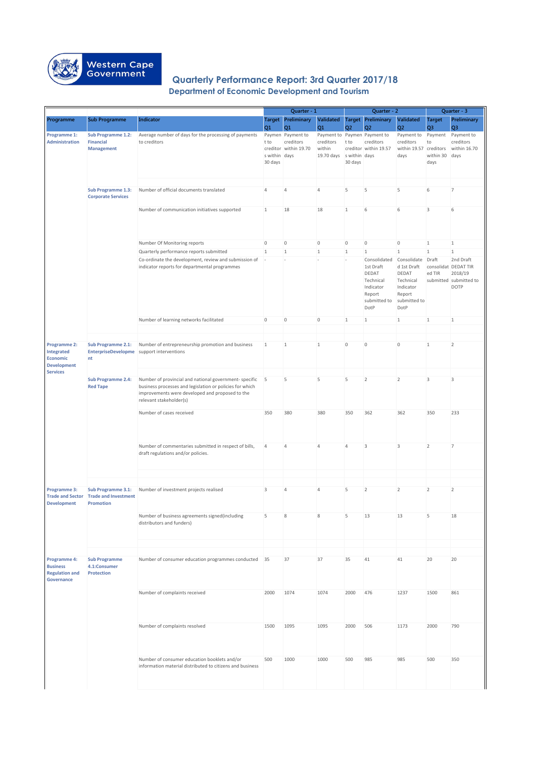Western Cape Government

# Quarterly Performance Report: 3rd Quarter 2017/18

## Department of Economic Development and Tourism

| | | | Quarter - 1 | | | Quarter - 2 | | | Quarter - 3 | |
|---|---|---|---|---|---|---|---|---|---|---|
| **Programme** | **Sub Programme** | **Indicator** | **Target Q1** | **Preliminary Q1** | **Validated Q1** | **Target Q2** | **Preliminary Q2** | **Validated Q2** | **Target Q3** | **Preliminary Q3** |
| **Programme 1: Administration** | **Sub Programme 1.2: Financial Management** | Average number of days for the processing of payments to creditors | Payment to creditors within 30 days | Payment to creditors within 19.70 days | Payment to creditors within 19.70 days | Payment to creditors within 30 days | Payment to creditors within 19.57 days | Payment to creditors within 19.57 days | Payment to creditors within 30 days | Payment to creditors within 16.70 days |
| | **Sub Programme 1.3: Corporate Services** | Number of official documents translated | 4 | 4 | 4 | 5 | 5 | 5 | 6 | 7 |
| | | Number of communication initiatives supported | 1 | 18 | 18 | 1 | 6 | 6 | 3 | 6 |
| | | Number Of Monitoring reports | 0 | 0 | 0 | 0 | 0 | 0 | 1 | 1 |
| | | Quarterly performance reports submitted | 1 | 1 | 1 | 1 | 1 | 1 | 1 | 1 |
| | | Co-ordinate the development, review and submission of indicator reports for departmental programmes | - | - | - | - | Consolidated 1st Draft DEDAT Technical Indicator Report submitted to DotP | Consolidated 1st Draft DEDAT Technical Indicator Report submitted to DotP | Draft consolidated TIR submitted | 2nd Draft DEDAT TIR 2018/19 submitted to DOTP |
| | | Number of learning networks facilitated | 0 | 0 | 0 | 1 | 1 | 1 | 1 | 1 |
| **Programme 2: Integrated Economic Development Services** | **Sub Programme 2.1: EnterpriseDevelopment** | Number of entrepreneurship promotion and business support interventions | 1 | 1 | 1 | 0 | 0 | 0 | 1 | 2 |
| | **Sub Programme 2.4: Red Tape** | Number of provincial and national government- specific business processes and legislation or policies for which improvements were developed and proposed to the relevant stakeholder(s) | 5 | 5 | 5 | 5 | 2 | 2 | 3 | 3 |
| | | Number of cases received | 350 | 380 | 380 | 350 | 362 | 362 | 350 | 233 |
| | | Number of commentaries submitted in respect of bills, draft regulations and/or policies. | 4 | 4 | 4 | 4 | 3 | 3 | 2 | 7 |
| **Programme 3: Trade and Sector Development** | **Sub Programme 3.1: Trade and Investment Promotion** | Number of investment projects realised | 3 | 4 | 4 | 5 | 2 | 2 | 2 | 2 |
| | | Number of business agreements signed(including distributors and funders) | 5 | 8 | 8 | 5 | 13 | 13 | 5 | 18 |
| **Programme 4: Business Regulation and Governance** | **Sub Programme 4.1:Consumer Protection** | Number of consumer education programmes conducted | 35 | 37 | 37 | 35 | 41 | 41 | 20 | 20 |
| | | Number of complaints received | 2000 | 1074 | 1074 | 2000 | 476 | 1237 | 1500 | 861 |
| | | Number of complaints resolved | 1500 | 1095 | 1095 | 2000 | 506 | 1173 | 2000 | 790 |
| | | Number of consumer education booklets and/or information material distributed to citizens and business | 500 | 1000 | 1000 | 500 | 985 | 985 | 500 | 350 |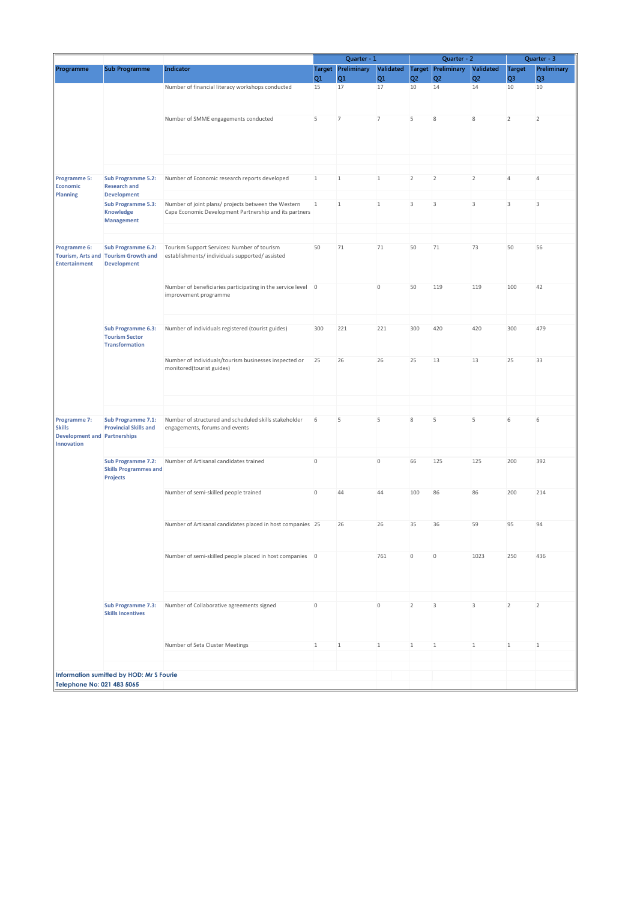| | | | Quarter - 1 | | | Quarter - 2 | | | Quarter - 3 | |
|---|---|---|---|---|---|---|---|---|---|---|
| Programme | Sub Programme | Indicator | Target Q1 | Preliminary Q1 | Validated Q1 | Target Q2 | Preliminary Q2 | Validated Q2 | Target Q3 | Preliminary Q3 |
| | | Number of financial literacy workshops conducted | 15 | 17 | 17 | 10 | 14 | 14 | 10 | 10 |
| | | Number of SMME engagements conducted | 5 | 7 | 7 | 5 | 8 | 8 | 2 | 2 |
| **Programme 5: Economic Planning** | **Sub Programme 5.2: Research and Development** | Number of Economic research reports developed | 1 | 1 | 1 | 2 | 2 | 2 | 4 | 4 |
| | **Sub Programme 5.3: Knowledge Management** | Number of joint plans/ projects between the Western Cape Economic Development Partnership and its partners | 1 | 1 | 1 | 3 | 3 | 3 | 3 | 3 |
| **Programme 6: Tourism, Arts and Entertainment** | **Sub Programme 6.2: Tourism Growth and Development** | Tourism Support Services: Number of tourism establishments/ individuals supported/ assisted | 50 | 71 | 71 | 50 | 71 | 73 | 50 | 56 |
| | | Number of beneficiaries participating in the service level improvement programme | 0 | | 0 | 50 | 119 | 119 | 100 | 42 |
| | **Sub Programme 6.3: Tourism Sector Transformation** | Number of individuals registered (tourist guides) | 300 | 221 | 221 | 300 | 420 | 420 | 300 | 479 |
| | | Number of individuals/tourism businesses inspected or monitored(tourist guides) | 25 | 26 | 26 | 25 | 13 | 13 | 25 | 33 |
| **Programme 7: Skills Development and Innovation** | **Sub Programme 7.1: Provincial Skills and Partnerships** | Number of structured and scheduled skills stakeholder engagements, forums and events | 6 | 5 | 5 | 8 | 5 | 5 | 6 | 6 |
| | **Sub Programme 7.2: Skills Programmes and Projects** | Number of Artisanal candidates trained | 0 | | 0 | 66 | 125 | 125 | 200 | 392 |
| | | Number of semi-skilled people trained | 0 | 44 | 44 | 100 | 86 | 86 | 200 | 214 |
| | | Number of Artisanal candidates placed in host companies | 25 | 26 | 26 | 35 | 36 | 59 | 95 | 94 |
| | | Number of semi-skilled people placed in host companies | 0 | | 761 | 0 | 0 | 1023 | 250 | 436 |
| | **Sub Programme 7.3: Skills Incentives** | Number of Collaborative agreements signed | 0 | | 0 | 2 | 3 | 3 | 2 | 2 |
| | | Number of Seta Cluster Meetings | 1 | 1 | 1 | 1 | 1 | 1 | 1 | 1 |

**Information sumitted by HOD: Mr S Fourie**

**Telephone No: 021 483 5065**